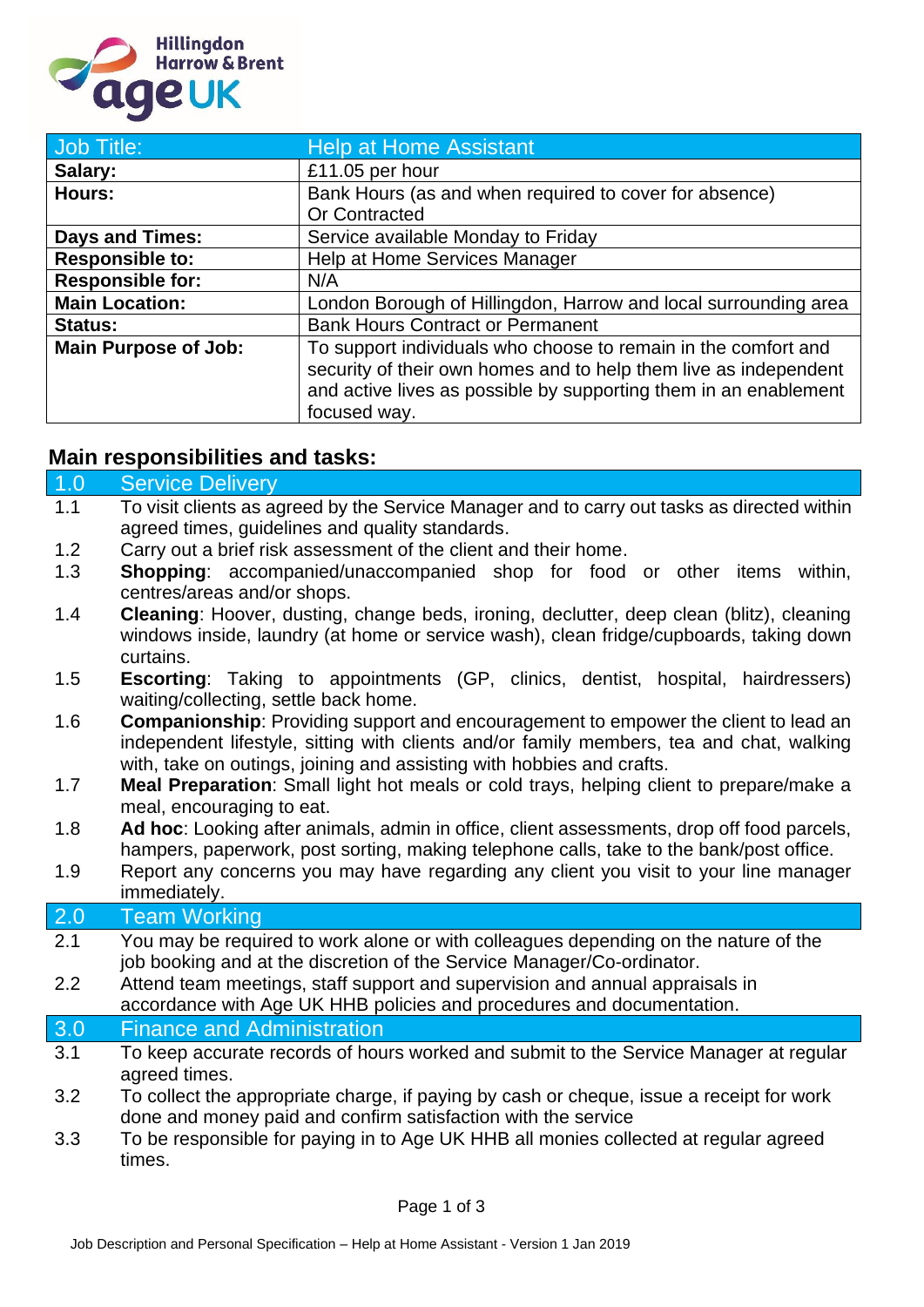Hillingdon Harrow & Brent age UK

| Job Title: | Help at Home Assistant |
|---|---|
| **Salary:** | £11.05 per hour |
| **Hours:** | Bank Hours (as and when required to cover for absence) Or Contracted |
| **Days and Times:** | Service available Monday to Friday |
| **Responsible to:** | Help at Home Services Manager |
| **Responsible for:** | N/A |
| **Main Location:** | London Borough of Hillingdon, Harrow and local surrounding area |
| **Status:** | Bank Hours Contract or Permanent |
| **Main Purpose of Job:** | To support individuals who choose to remain in the comfort and security of their own homes and to help them live as independent and active lives as possible by supporting them in an enablement focused way. |

## Main responsibilities and tasks:

### 1.0 Service Delivery

1.1 To visit clients as agreed by the Service Manager and to carry out tasks as directed within agreed times, guidelines and quality standards.

1.2 Carry out a brief risk assessment of the client and their home.

1.3 **Shopping**: accompanied/unaccompanied shop for food or other items within, centres/areas and/or shops.

1.4 **Cleaning**: Hoover, dusting, change beds, ironing, declutter, deep clean (blitz), cleaning windows inside, laundry (at home or service wash), clean fridge/cupboards, taking down curtains.

1.5 **Escorting**: Taking to appointments (GP, clinics, dentist, hospital, hairdressers) waiting/collecting, settle back home.

1.6 **Companionship**: Providing support and encouragement to empower the client to lead an independent lifestyle, sitting with clients and/or family members, tea and chat, walking with, take on outings, joining and assisting with hobbies and crafts.

1.7 **Meal Preparation**: Small light hot meals or cold trays, helping client to prepare/make a meal, encouraging to eat.

1.8 **Ad hoc**: Looking after animals, admin in office, client assessments, drop off food parcels, hampers, paperwork, post sorting, making telephone calls, take to the bank/post office.

1.9 Report any concerns you may have regarding any client you visit to your line manager immediately.

### 2.0 Team Working

2.1 You may be required to work alone or with colleagues depending on the nature of the job booking and at the discretion of the Service Manager/Co-ordinator.

2.2 Attend team meetings, staff support and supervision and annual appraisals in accordance with Age UK HHB policies and procedures and documentation.

### 3.0 Finance and Administration

3.1 To keep accurate records of hours worked and submit to the Service Manager at regular agreed times.

3.2 To collect the appropriate charge, if paying by cash or cheque, issue a receipt for work done and money paid and confirm satisfaction with the service

3.3 To be responsible for paying in to Age UK HHB all monies collected at regular agreed times.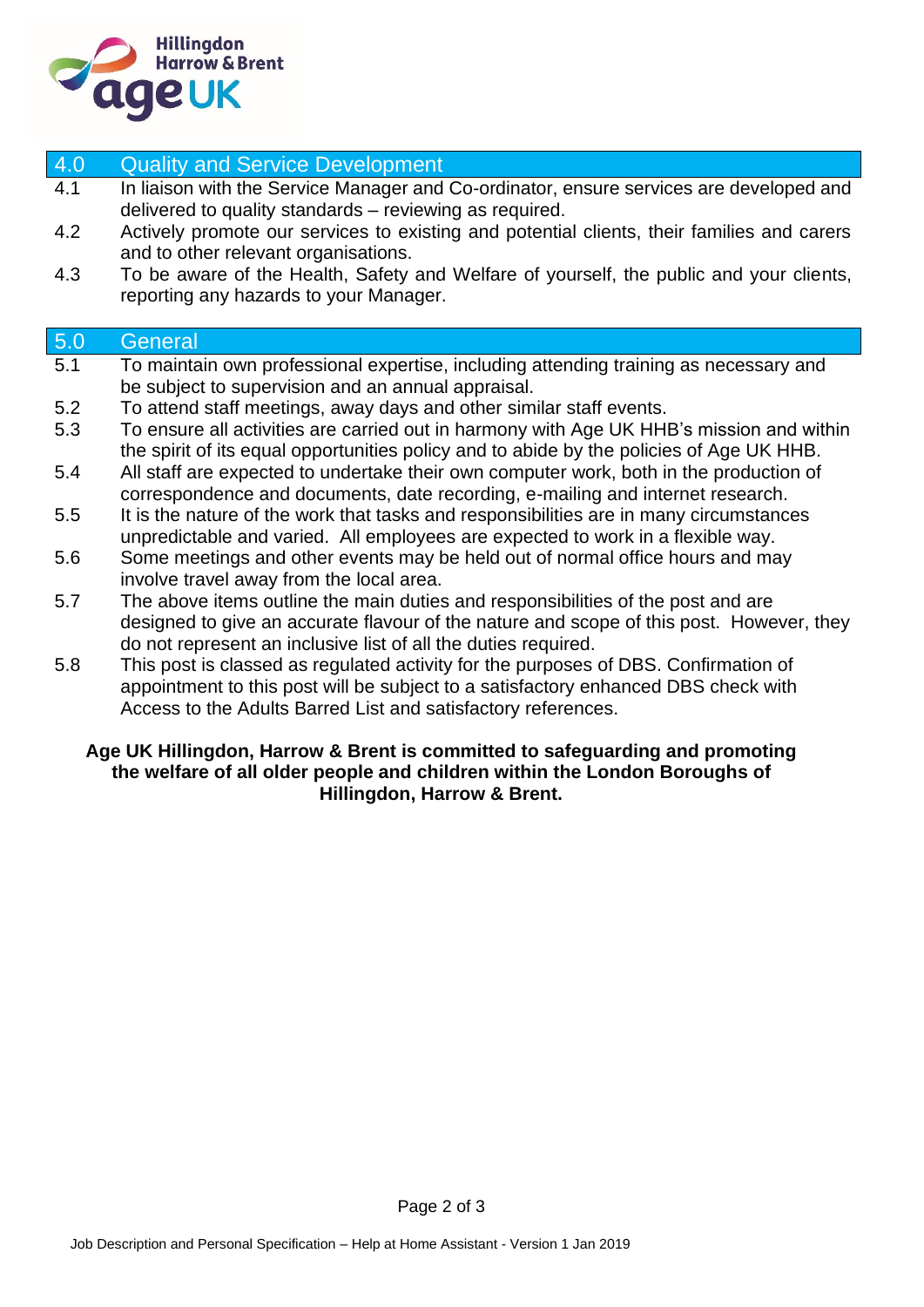## 4.0 Quality and Service Development

4.1 In liaison with the Service Manager and Co-ordinator, ensure services are developed and delivered to quality standards – reviewing as required.

4.2 Actively promote our services to existing and potential clients, their families and carers and to other relevant organisations.

4.3 To be aware of the Health, Safety and Welfare of yourself, the public and your clients, reporting any hazards to your Manager.

## 5.0 General

5.1 To maintain own professional expertise, including attending training as necessary and be subject to supervision and an annual appraisal.

5.2 To attend staff meetings, away days and other similar staff events.

5.3 To ensure all activities are carried out in harmony with Age UK HHB's mission and within the spirit of its equal opportunities policy and to abide by the policies of Age UK HHB.

5.4 All staff are expected to undertake their own computer work, both in the production of correspondence and documents, date recording, e-mailing and internet research.

5.5 It is the nature of the work that tasks and responsibilities are in many circumstances unpredictable and varied. All employees are expected to work in a flexible way.

5.6 Some meetings and other events may be held out of normal office hours and may involve travel away from the local area.

5.7 The above items outline the main duties and responsibilities of the post and are designed to give an accurate flavour of the nature and scope of this post. However, they do not represent an inclusive list of all the duties required.

5.8 This post is classed as regulated activity for the purposes of DBS. Confirmation of appointment to this post will be subject to a satisfactory enhanced DBS check with Access to the Adults Barred List and satisfactory references.

**Age UK Hillingdon, Harrow & Brent is committed to safeguarding and promoting the welfare of all older people and children within the London Boroughs of Hillingdon, Harrow & Brent.**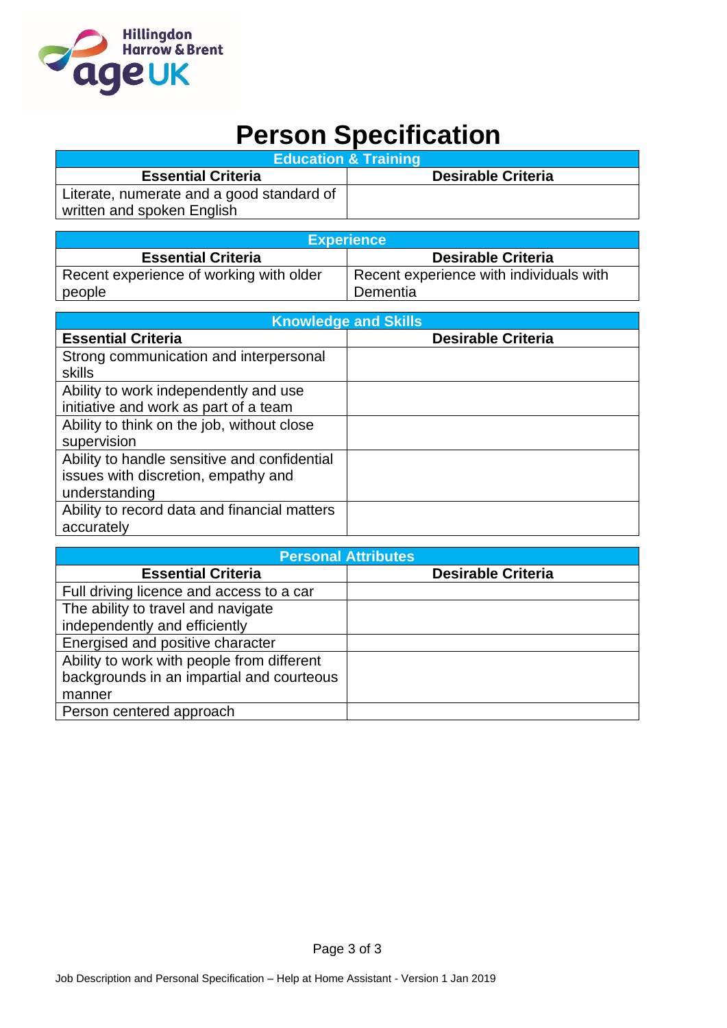# Person Specification

| Education & Training | |
|---|---|
| **Essential Criteria** | **Desirable Criteria** |
| Literate, numerate and a good standard of written and spoken English | |

| Experience | |
|---|---|
| **Essential Criteria** | **Desirable Criteria** |
| Recent experience of working with older people | Recent experience with individuals with Dementia |

| Knowledge and Skills | |
|---|---|
| **Essential Criteria** | **Desirable Criteria** |
| Strong communication and interpersonal skills | |
| Ability to work independently and use initiative and work as part of a team | |
| Ability to think on the job, without close supervision | |
| Ability to handle sensitive and confidential issues with discretion, empathy and understanding | |
| Ability to record data and financial matters accurately | |

| Personal Attributes | |
|---|---|
| **Essential Criteria** | **Desirable Criteria** |
| Full driving licence and access to a car | |
| The ability to travel and navigate independently and efficiently | |
| Energised and positive character | |
| Ability to work with people from different backgrounds in an impartial and courteous manner | |
| Person centered approach | |